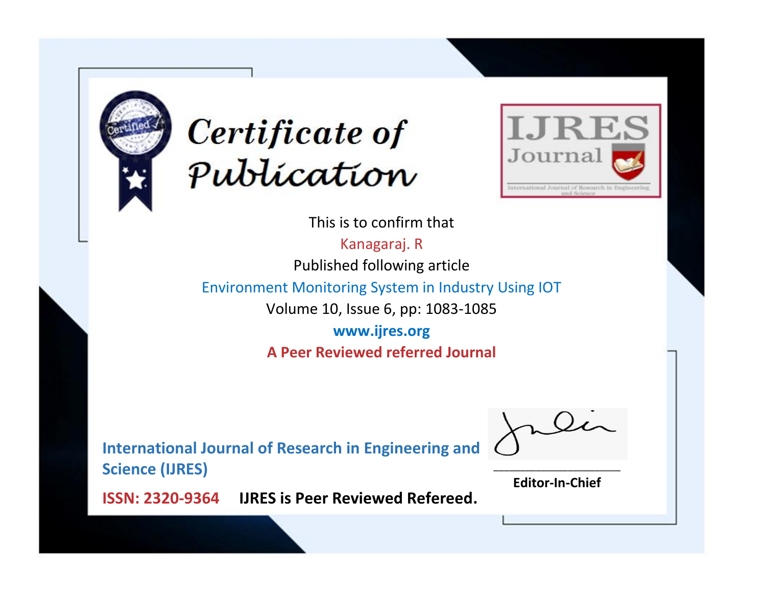# Certificate of Publication

IJRES Journal

International Journal of Research in Engineering and Science

This is to confirm that

Kanagaraj. R

Published following article

Environment Monitoring System in Industry Using IOT

Volume 10, Issue 6, pp: 1083-1085

**www.ijres.org**

**A Peer Reviewed referred Journal**

**International Journal of Research in Engineering and Science (IJRES)**

**ISSN: 2320-9364** **IJRES is Peer Reviewed Refereed.**

**Editor-In-Chief**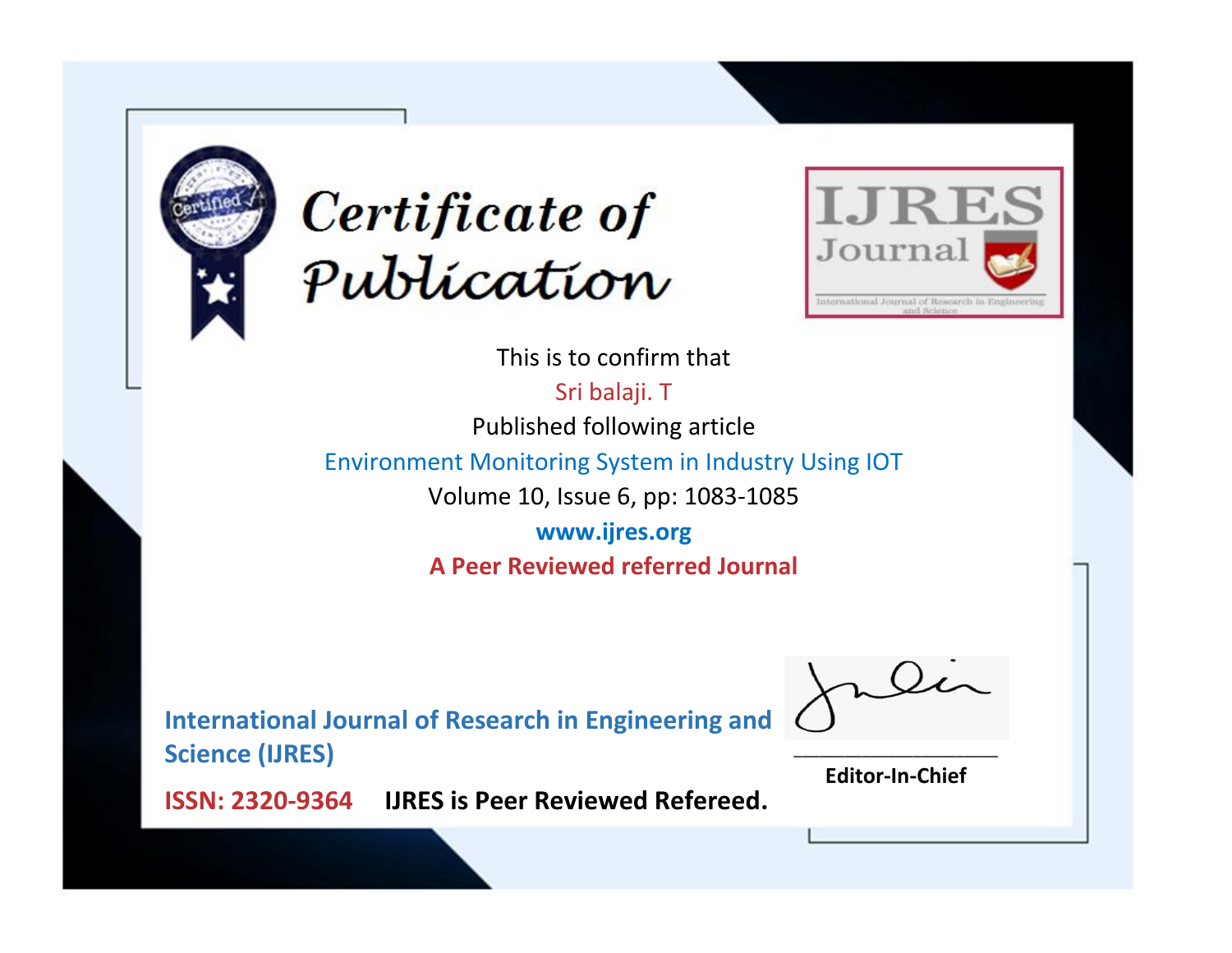# Certificate of Publication

**IJRES Journal**

International Journal of Research in Engineering and Science

This is to confirm that

Sri balaji. T

Published following article

Environment Monitoring System in Industry Using IOT

Volume 10, Issue 6, pp: 1083-1085

**www.ijres.org**

**A Peer Reviewed referred Journal**

**International Journal of Research in Engineering and Science (IJRES)**

**ISSN: 2320-9364** **IJRES is Peer Reviewed Refereed.**

**Editor-In-Chief**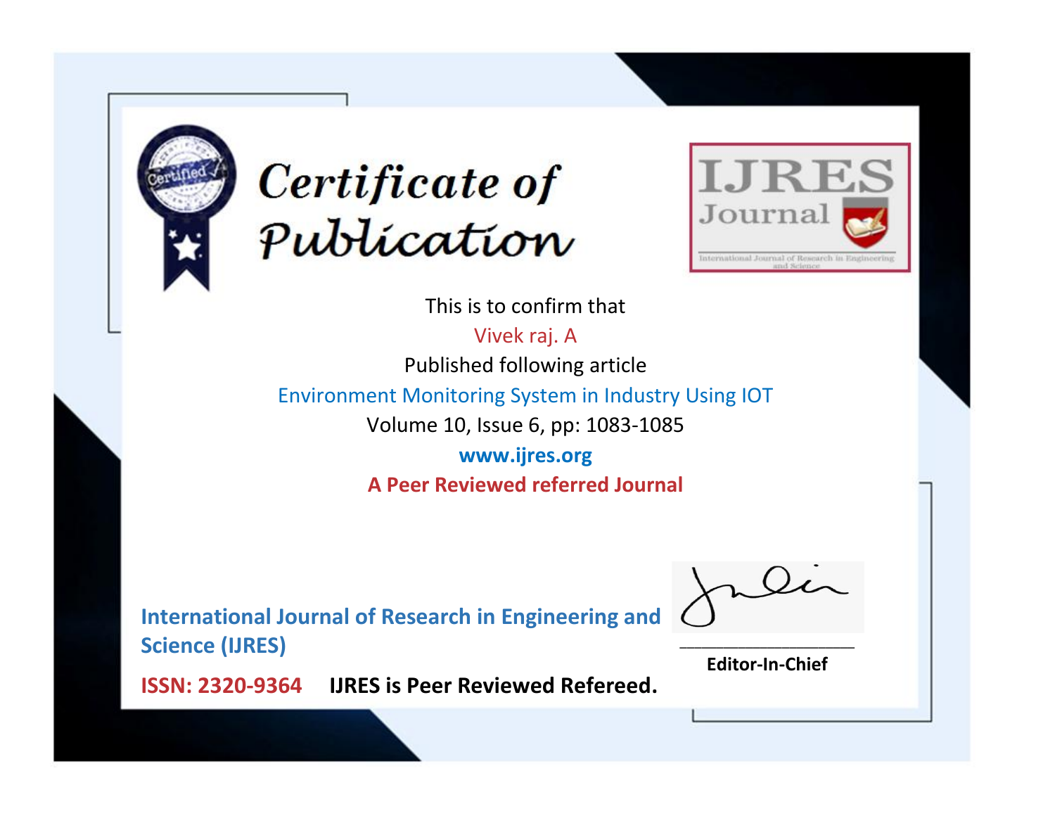# Certificate of Publication

IJRES Journal

International Journal of Research in Engineering and Science

This is to confirm that

Vivek raj. A

Published following article

Environment Monitoring System in Industry Using IOT

Volume 10, Issue 6, pp: 1083-1085

**www.ijres.org**

**A Peer Reviewed referred Journal**

**International Journal of Research in Engineering and Science (IJRES)**

**ISSN: 2320-9364** **IJRES is Peer Reviewed Refereed.**

______________________

**Editor-In-Chief**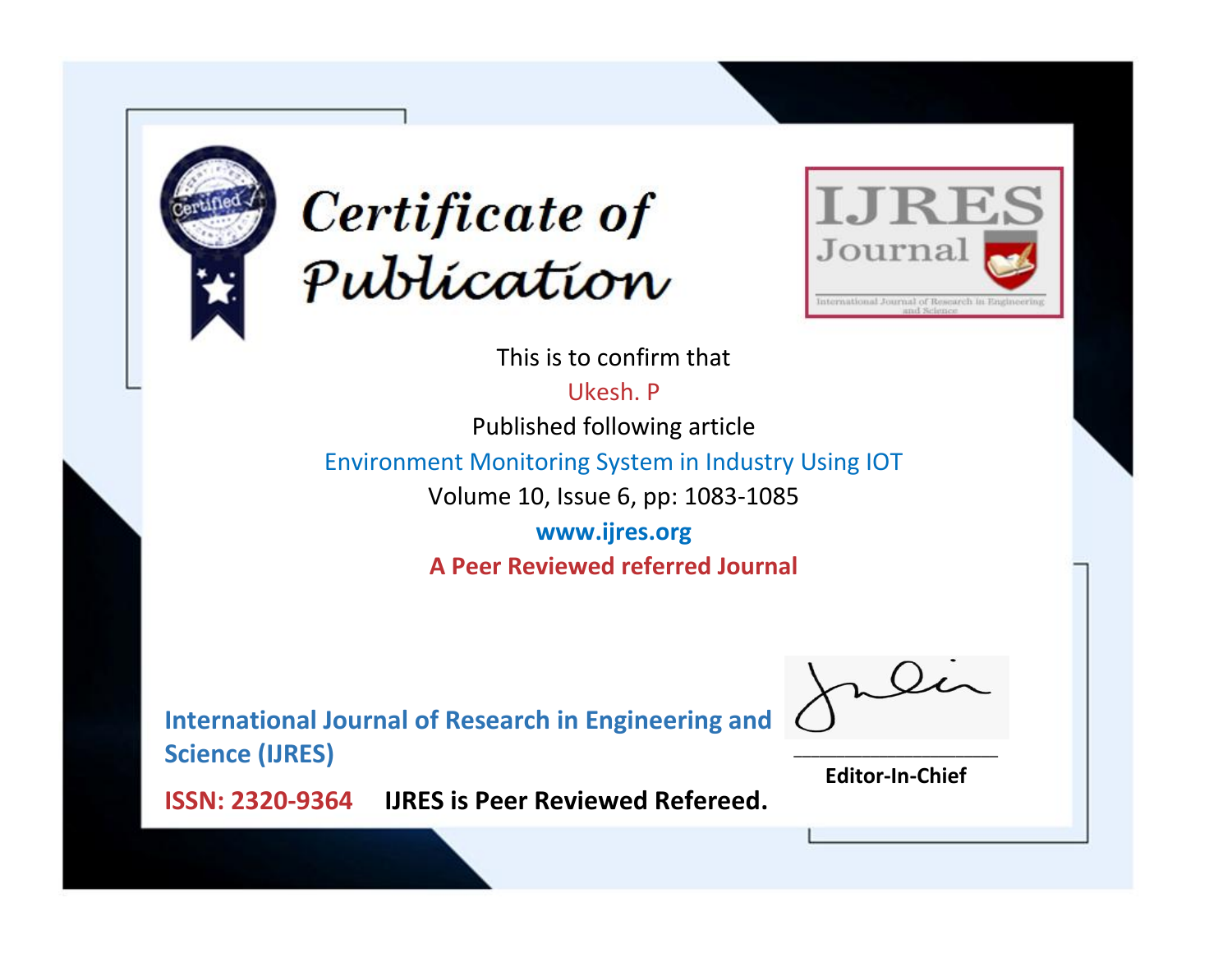# Certificate of Publication

IJRES Journal

International Journal of Research in Engineering and Science

This is to confirm that

Ukesh. P

Published following article

Environment Monitoring System in Industry Using IOT

Volume 10, Issue 6, pp: 1083-1085

**www.ijres.org**

**A Peer Reviewed referred Journal**

**International Journal of Research in Engineering and Science (IJRES)**

**ISSN: 2320-9364** **IJRES is Peer Reviewed Refereed.**

**Editor-In-Chief**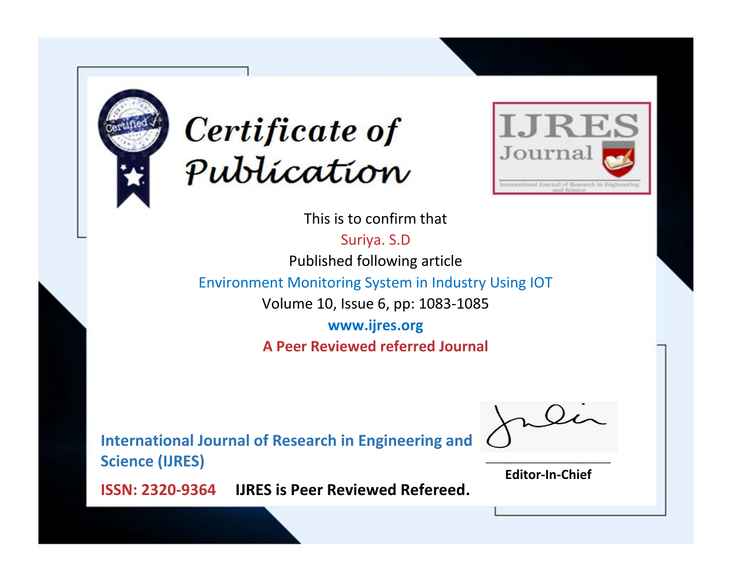# Certificate of Publication

**IJRES Journal**

International Journal of Research in Engineering and Science

This is to confirm that

Suriya. S.D

Published following article

Environment Monitoring System in Industry Using IOT

Volume 10, Issue 6, pp: 1083-1085

**www.ijres.org**

**A Peer Reviewed referred Journal**

**International Journal of Research in Engineering and Science (IJRES)**

**ISSN: 2320-9364** **IJRES is Peer Reviewed Refereed.**

**Editor-In-Chief**